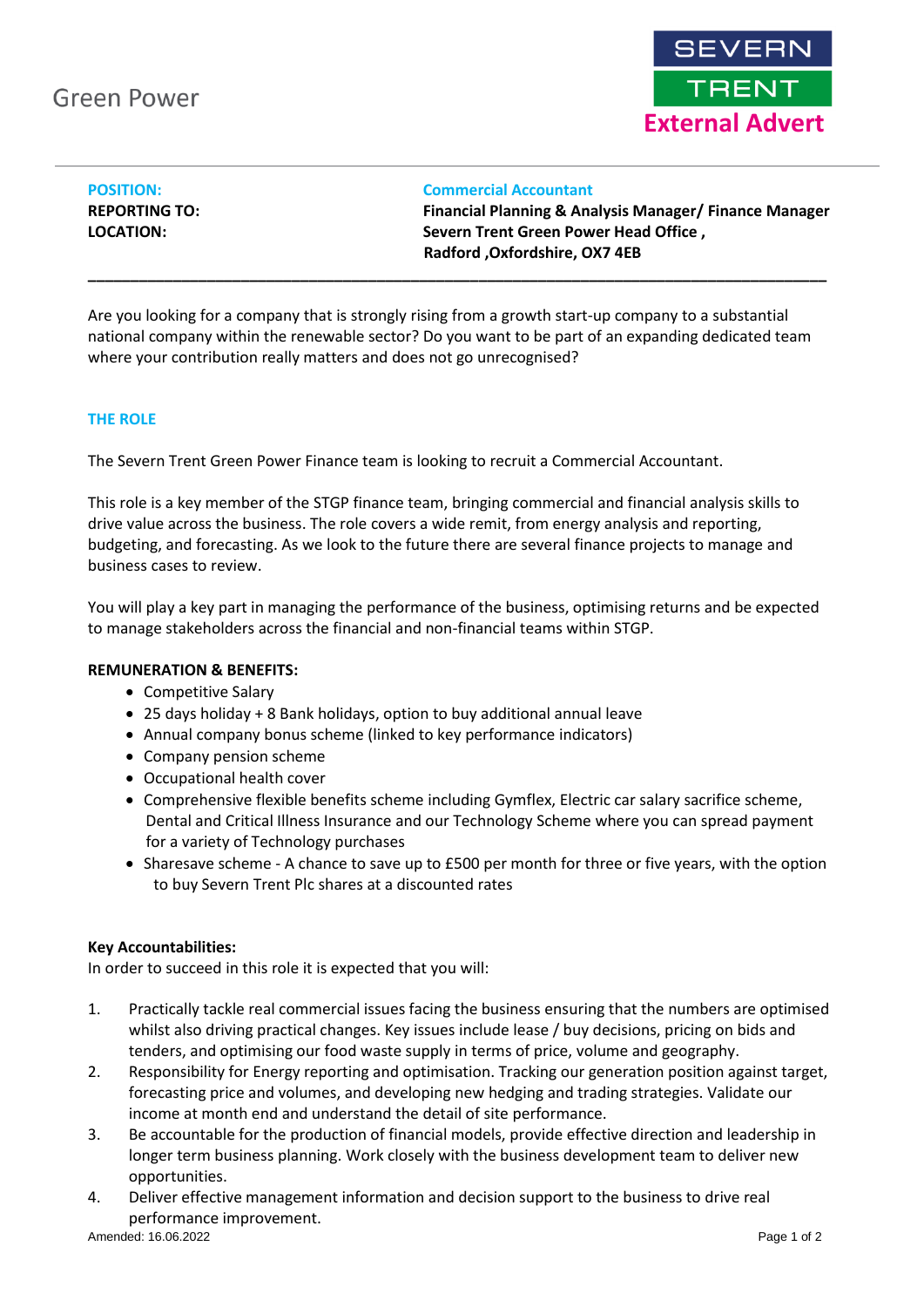Green Power

SEVERN TRENT

External Advert

**POSITION:** **Commercial Accountant**
**REPORTING TO:** **Financial Planning & Analysis Manager/ Finance Manager**
**LOCATION:** **Severn Trent Green Power Head Office , Radford ,Oxfordshire, OX7 4EB**

---

Are you looking for a company that is strongly rising from a growth start-up company to a substantial national company within the renewable sector? Do you want to be part of an expanding dedicated team where your contribution really matters and does not go unrecognised?

## THE ROLE

The Severn Trent Green Power Finance team is looking to recruit a Commercial Accountant.

This role is a key member of the STGP finance team, bringing commercial and financial analysis skills to drive value across the business. The role covers a wide remit, from energy analysis and reporting, budgeting, and forecasting. As we look to the future there are several finance projects to manage and business cases to review.

You will play a key part in managing the performance of the business, optimising returns and be expected to manage stakeholders across the financial and non-financial teams within STGP.

**REMUNERATION & BENEFITS:**

- Competitive Salary
- 25 days holiday + 8 Bank holidays, option to buy additional annual leave
- Annual company bonus scheme (linked to key performance indicators)
- Company pension scheme
- Occupational health cover
- Comprehensive flexible benefits scheme including Gymflex, Electric car salary sacrifice scheme, Dental and Critical Illness Insurance and our Technology Scheme where you can spread payment for a variety of Technology purchases
- Sharesave scheme - A chance to save up to £500 per month for three or five years, with the option to buy Severn Trent Plc shares at a discounted rates

**Key Accountabilities:**
In order to succeed in this role it is expected that you will:

1. Practically tackle real commercial issues facing the business ensuring that the numbers are optimised whilst also driving practical changes. Key issues include lease / buy decisions, pricing on bids and tenders, and optimising our food waste supply in terms of price, volume and geography.
2. Responsibility for Energy reporting and optimisation. Tracking our generation position against target, forecasting price and volumes, and developing new hedging and trading strategies. Validate our income at month end and understand the detail of site performance.
3. Be accountable for the production of financial models, provide effective direction and leadership in longer term business planning. Work closely with the business development team to deliver new opportunities.
4. Deliver effective management information and decision support to the business to drive real performance improvement.

Amended: 16.06.2022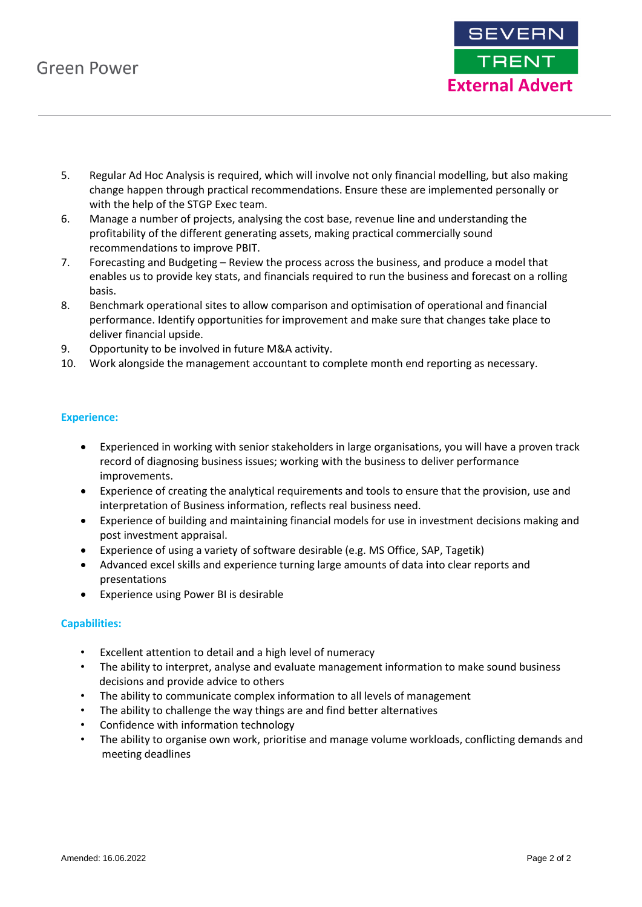5. Regular Ad Hoc Analysis is required, which will involve not only financial modelling, but also making change happen through practical recommendations. Ensure these are implemented personally or with the help of the STGP Exec team.
6. Manage a number of projects, analysing the cost base, revenue line and understanding the profitability of the different generating assets, making practical commercially sound recommendations to improve PBIT.
7. Forecasting and Budgeting – Review the process across the business, and produce a model that enables us to provide key stats, and financials required to run the business and forecast on a rolling basis.
8. Benchmark operational sites to allow comparison and optimisation of operational and financial performance. Identify opportunities for improvement and make sure that changes take place to deliver financial upside.
9. Opportunity to be involved in future M&A activity.
10. Work alongside the management accountant to complete month end reporting as necessary.

**Experience:**

- Experienced in working with senior stakeholders in large organisations, you will have a proven track record of diagnosing business issues; working with the business to deliver performance improvements.
- Experience of creating the analytical requirements and tools to ensure that the provision, use and interpretation of Business information, reflects real business need.
- Experience of building and maintaining financial models for use in investment decisions making and post investment appraisal.
- Experience of using a variety of software desirable (e.g. MS Office, SAP, Tagetik)
- Advanced excel skills and experience turning large amounts of data into clear reports and presentations
- Experience using Power BI is desirable

**Capabilities:**

- Excellent attention to detail and a high level of numeracy
- The ability to interpret, analyse and evaluate management information to make sound business decisions and provide advice to others
- The ability to communicate complex information to all levels of management
- The ability to challenge the way things are and find better alternatives
- Confidence with information technology
- The ability to organise own work, prioritise and manage volume workloads, conflicting demands and meeting deadlines

Amended: 16.06.2022